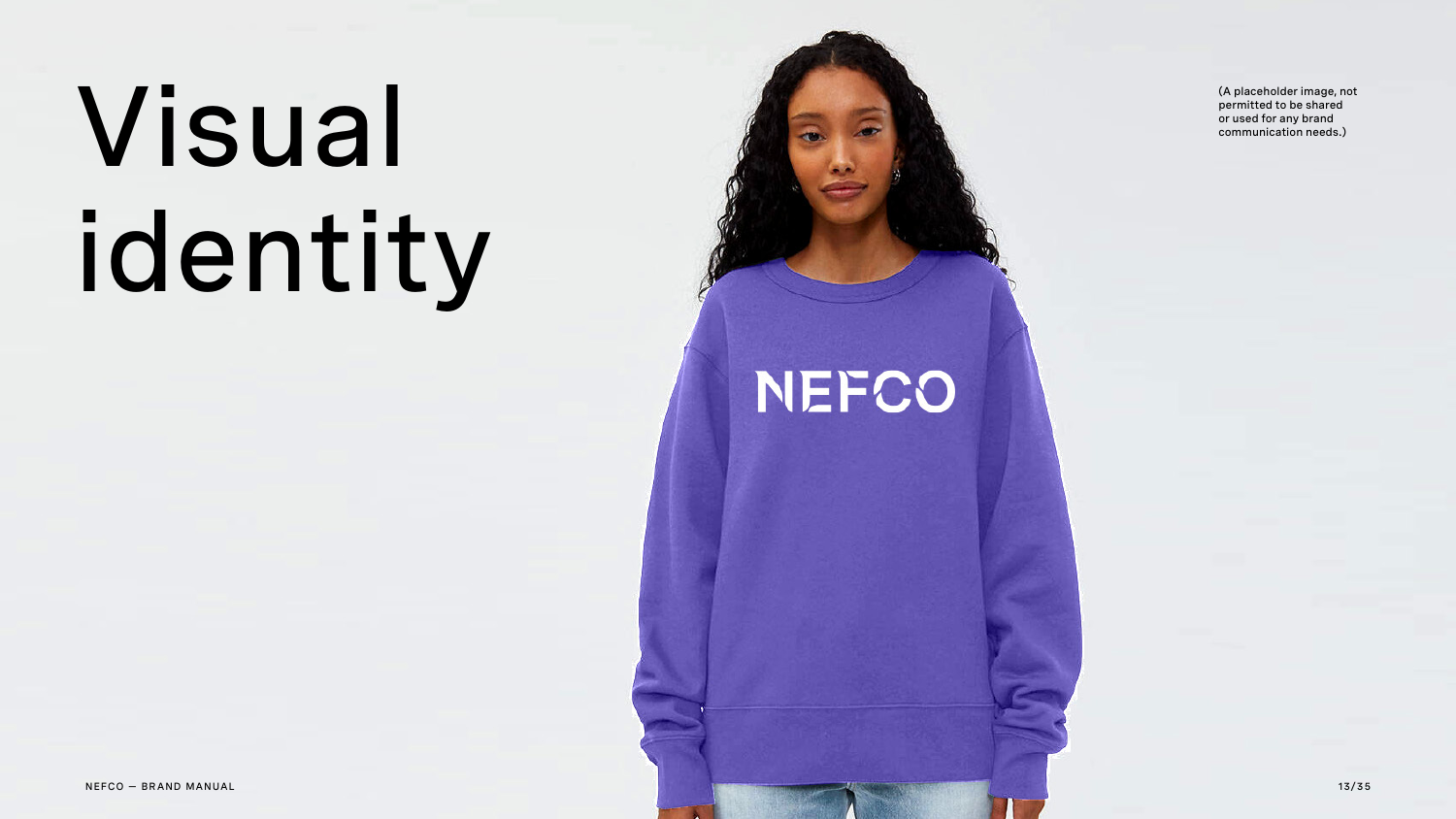# Visual identity

(A placeholder image, not permitted to be shared or used for any brand communication needs.)

NEFCO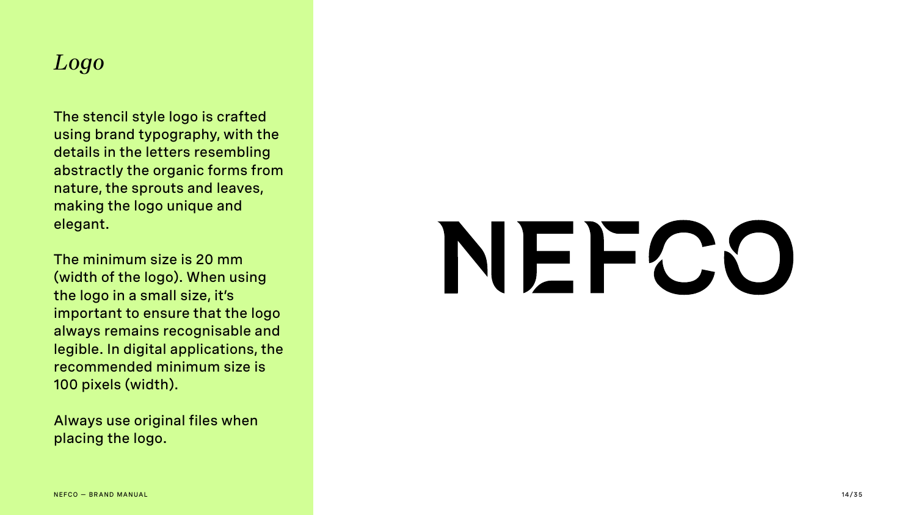# *Logo*

The stencil style logo is crafted using brand typography, with the details in the letters resembling abstractly the organic forms from nature, the sprouts and leaves, making the logo unique and elegant.

The minimum size is 20 mm (width of the logo). When using the logo in a small size, it's important to ensure that the logo always remains recognisable and legible. In digital applications, the recommended minimum size is 100 pixels (width).

Always use original files when placing the logo.

NEFCO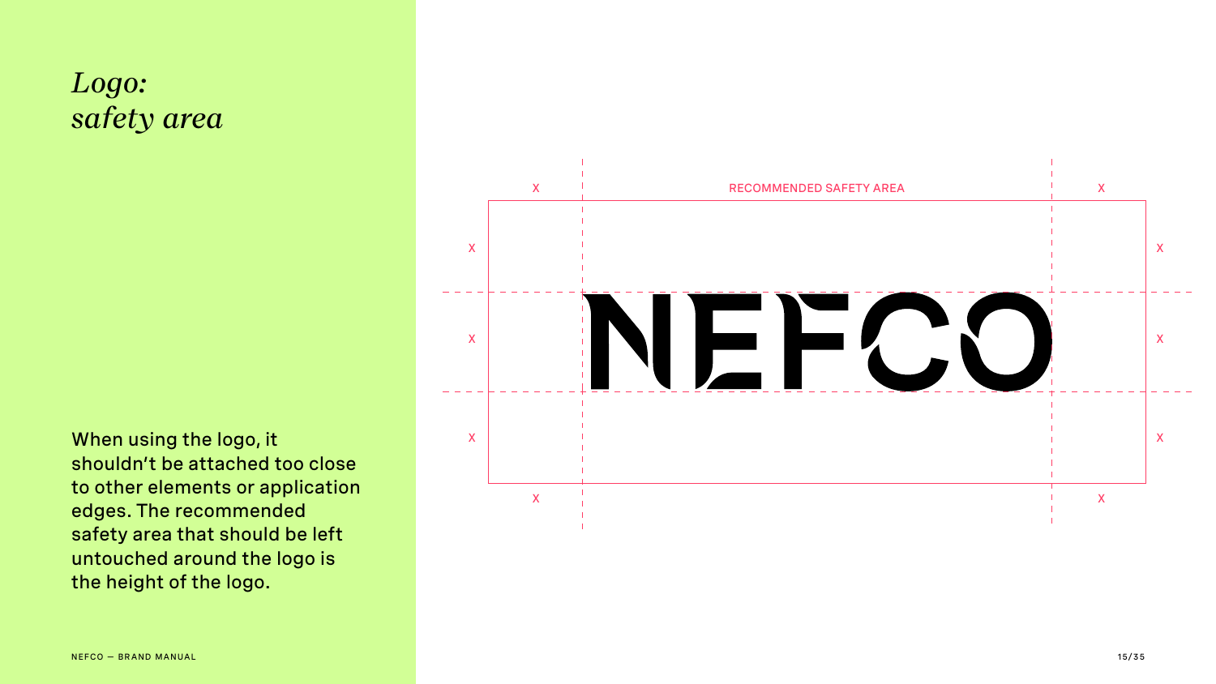# *Logo: safety area*

When using the logo, it shouldn't be attached too close to other elements or application edges. The recommended safety area that should be left untouched around the logo is the height of the logo.

RECOMMENDED SAFETY AREA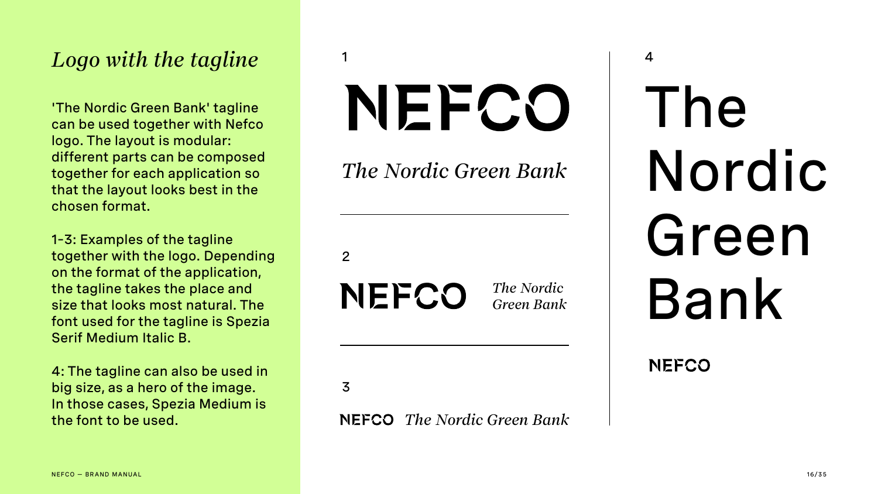## *Logo with the tagline*

'The Nordic Green Bank' tagline can be used together with Nefco logo. The layout is modular: different parts can be composed together for each application so that the layout looks best in the chosen format.

1-3: Examples of the tagline together with the logo. Depending on the format of the application, the tagline takes the place and size that looks most natural. The font used for the tagline is Spezia Serif Medium Italic B.

4: The tagline can also be used in big size, as a hero of the image. In those cases, Spezia Medium is the font to be used.

1

NEFCO

*The Nordic Green Bank*

---

2

NEFCO *The Nordic Green Bank*

---

3

NEFCO *The Nordic Green Bank*

4

The Nordic Green Bank

NEFCO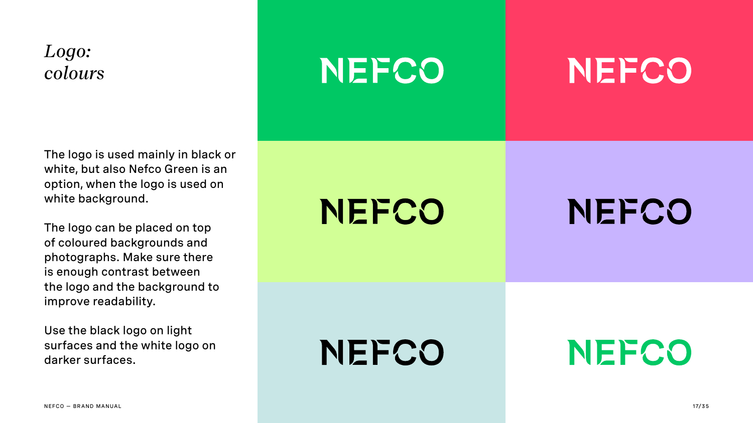# *Logo: colours*

The logo is used mainly in black or white, but also Nefco Green is an option, when the logo is used on white background.

The logo can be placed on top of coloured backgrounds and photographs. Make sure there is enough contrast between the logo and the background to improve readability.

Use the black logo on light surfaces and the white logo on darker surfaces.

NEFCO

NEFCO

NEFCO

NEFCO

NEFCO

NEFCO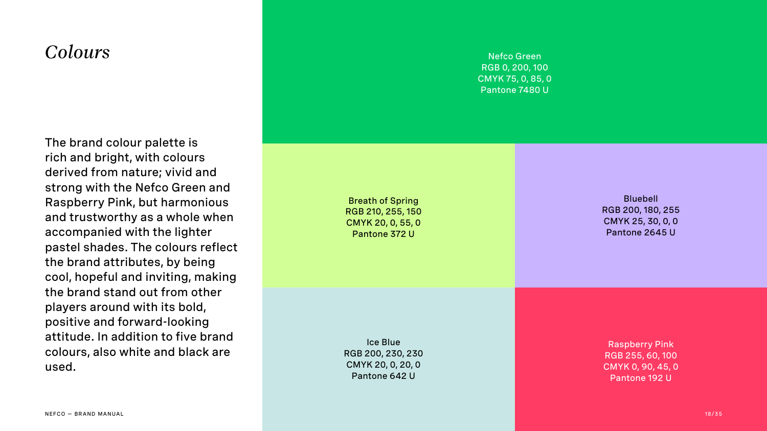# *Colours*

The brand colour palette is rich and bright, with colours derived from nature; vivid and strong with the Nefco Green and Raspberry Pink, but harmonious and trustworthy as a whole when accompanied with the lighter pastel shades. The colours reflect the brand attributes, by being cool, hopeful and inviting, making the brand stand out from other players around with its bold, positive and forward-looking attitude. In addition to five brand colours, also white and black are used.

Nefco Green
RGB 0, 200, 100
CMYK 75, 0, 85, 0
Pantone 7480 U

Breath of Spring
RGB 210, 255, 150
CMYK 20, 0, 55, 0
Pantone 372 U

Bluebell
RGB 200, 180, 255
CMYK 25, 30, 0, 0
Pantone 2645 U

Ice Blue
RGB 200, 230, 230
CMYK 20, 0, 20, 0
Pantone 642 U

Raspberry Pink
RGB 255, 60, 100
CMYK 0, 90, 45, 0
Pantone 192 U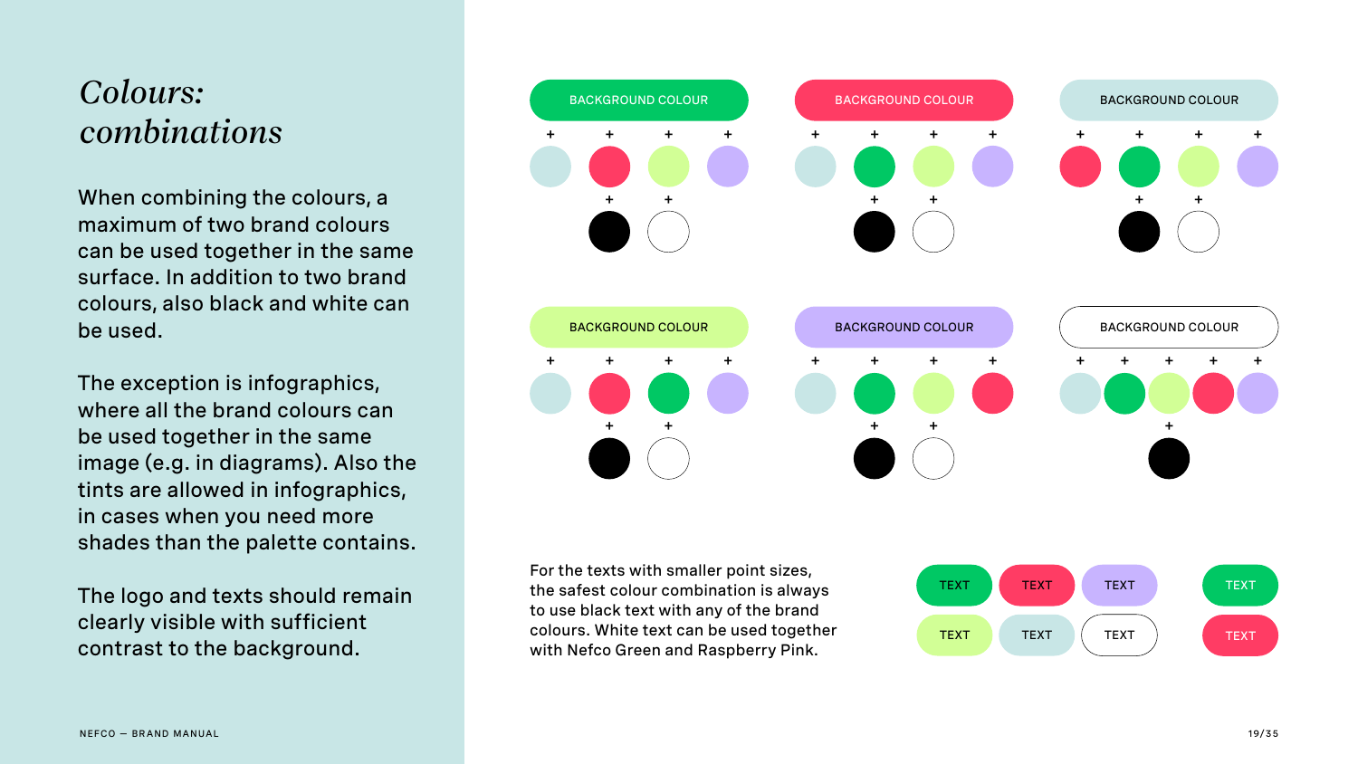# *Colours: combinations*

When combining the colours, a maximum of two brand colours can be used together in the same surface. In addition to two brand colours, also black and white can be used.

The exception is infographics, where all the brand colours can be used together in the same image (e.g. in diagrams). Also the tints are allowed in infographics, in cases when you need more shades than the palette contains.

The logo and texts should remain clearly visible with sufficient contrast to the background.

BACKGROUND COLOUR

BACKGROUND COLOUR

BACKGROUND COLOUR

BACKGROUND COLOUR

BACKGROUND COLOUR

BACKGROUND COLOUR

For the texts with smaller point sizes, the safest colour combination is always to use black text with any of the brand colours. White text can be used together with Nefco Green and Raspberry Pink.

TEXT TEXT TEXT TEXT

TEXT TEXT TEXT TEXT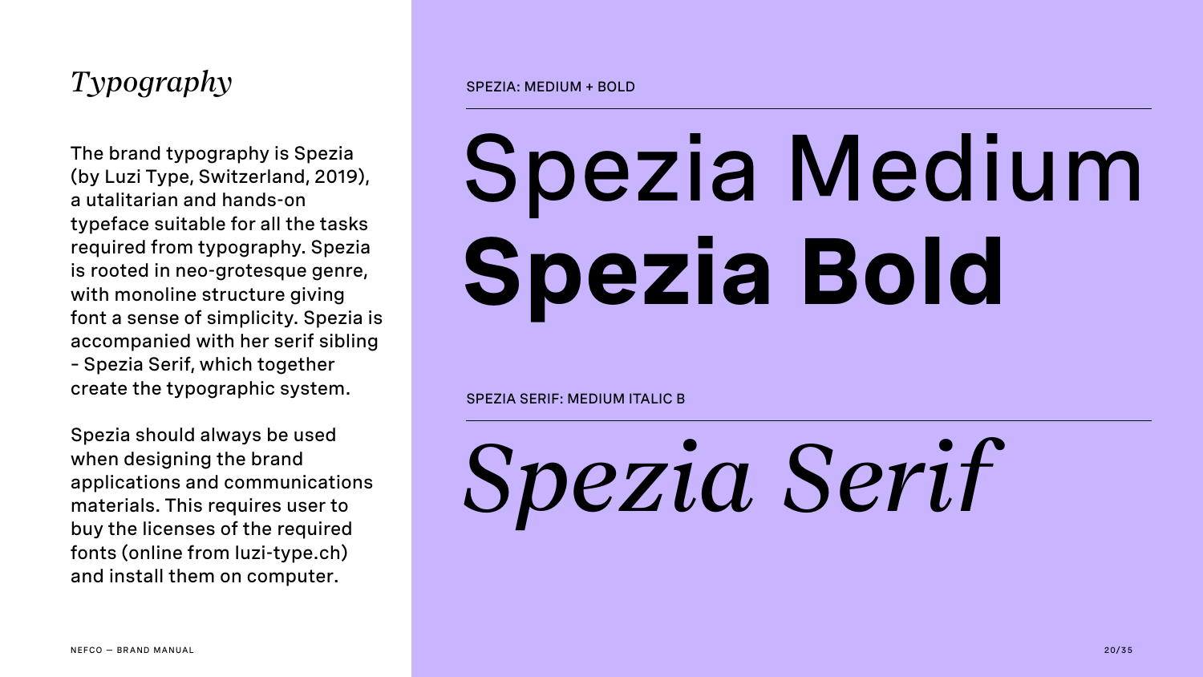## *Typography*

The brand typography is Spezia (by Luzi Type, Switzerland, 2019), a utalitarian and hands-on typeface suitable for all the tasks required from typography. Spezia is rooted in neo-grotesque genre, with monoline structure giving font a sense of simplicity. Spezia is accompanied with her serif sibling - Spezia Serif, which together create the typographic system.

Spezia should always be used when designing the brand applications and communications materials. This requires user to buy the licenses of the required fonts (online from luzi-type.ch) and install them on computer.

SPEZIA: MEDIUM + BOLD

Spezia Medium
**Spezia Bold**

SPEZIA SERIF: MEDIUM ITALIC B

*Spezia Serif*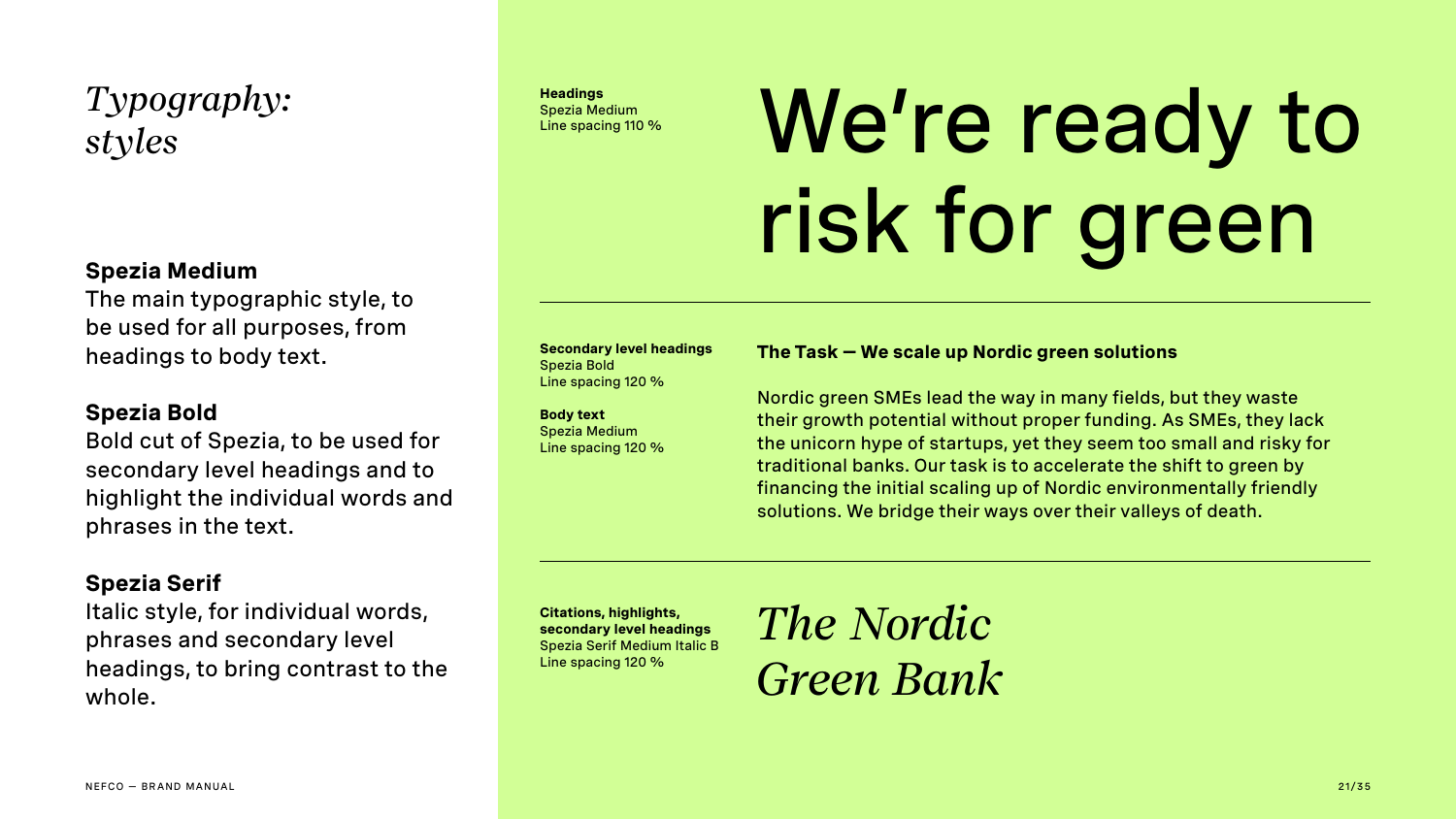# *Typography: styles*

**Spezia Medium**
The main typographic style, to be used for all purposes, from headings to body text.

**Spezia Bold**
Bold cut of Spezia, to be used for secondary level headings and to highlight the individual words and phrases in the text.

**Spezia Serif**
Italic style, for individual words, phrases and secondary level headings, to bring contrast to the whole.

**Headings**
Spezia Medium
Line spacing 110 %

We're ready to risk for green

---

**Secondary level headings**
Spezia Bold
Line spacing 120 %

**Body text**
Spezia Medium
Line spacing 120 %

**The Task — We scale up Nordic green solutions**

Nordic green SMEs lead the way in many fields, but they waste their growth potential without proper funding. As SMEs, they lack the unicorn hype of startups, yet they seem too small and risky for traditional banks. Our task is to accelerate the shift to green by financing the initial scaling up of Nordic environmentally friendly solutions. We bridge their ways over their valleys of death.

---

**Citations, highlights, secondary level headings**
Spezia Serif Medium Italic B
Line spacing 120 %

*The Nordic Green Bank*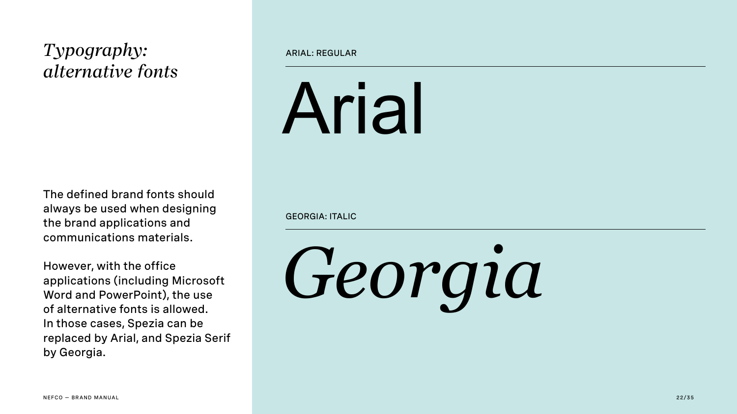# *Typography: alternative fonts*

The defined brand fonts should always be used when designing the brand applications and communications materials.

However, with the office applications (including Microsoft Word and PowerPoint), the use of alternative fonts is allowed. In those cases, Spezia can be replaced by Arial, and Spezia Serif by Georgia.

ARIAL: REGULAR

Arial

GEORGIA: ITALIC

*Georgia*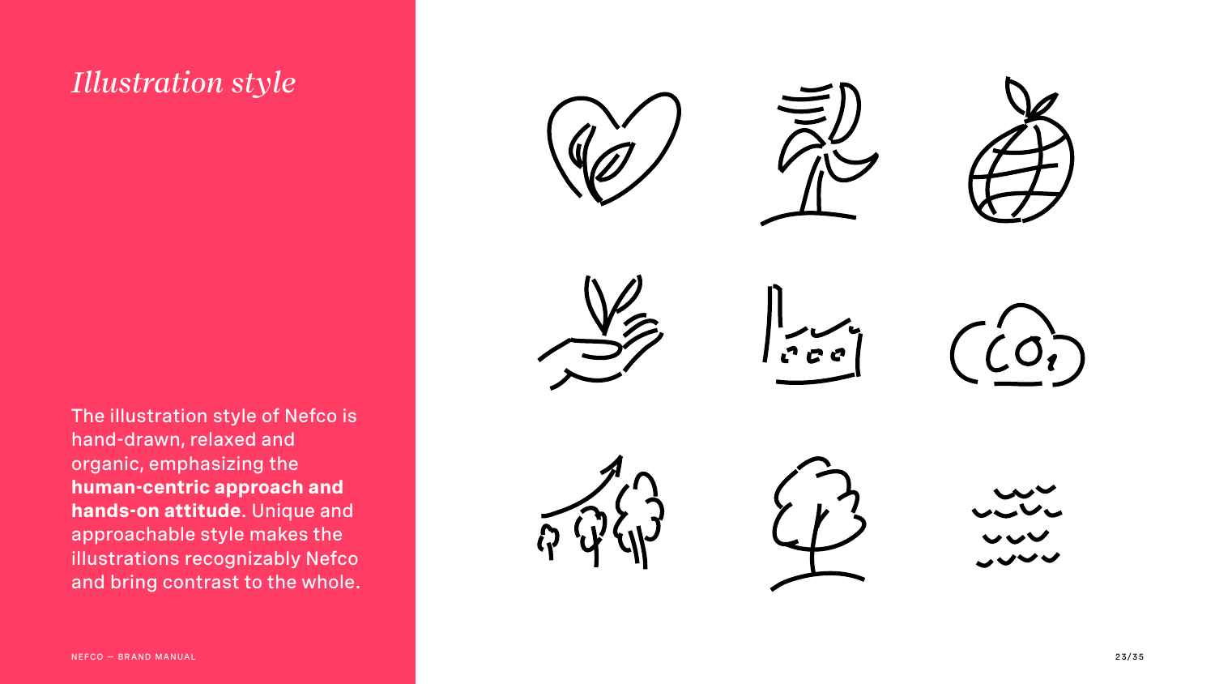# *Illustration style*

The illustration style of Nefco is hand-drawn, relaxed and organic, emphasizing the **human-centric approach and hands-on attitude**. Unique and approachable style makes the illustrations recognizably Nefco and bring contrast to the whole.